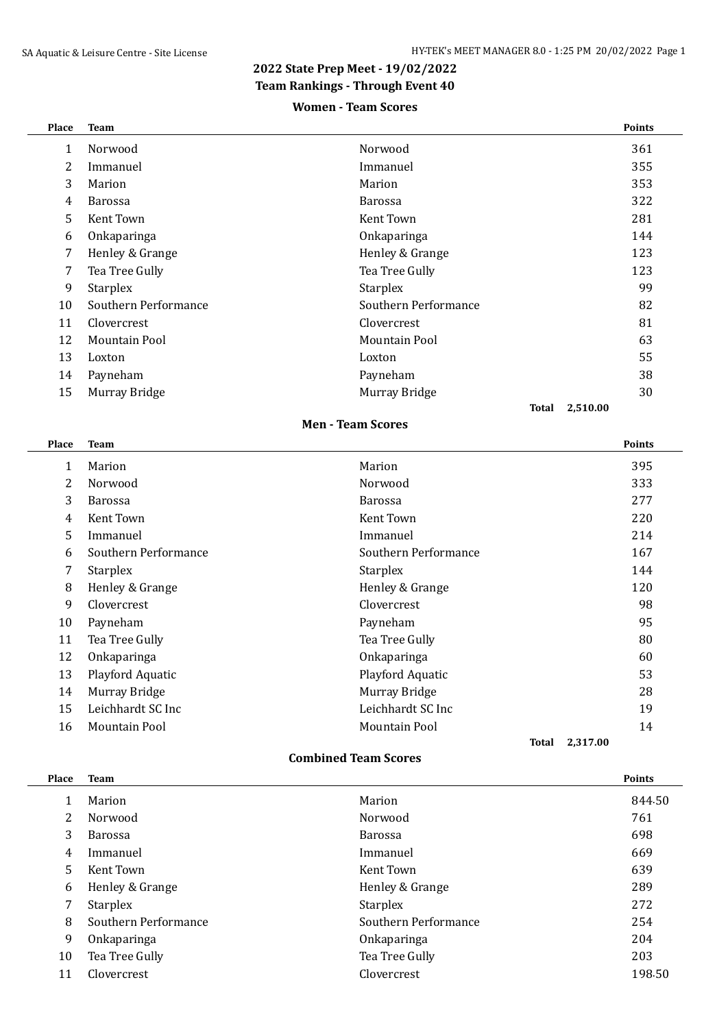## 2022 State Prep Meet - 19/02/2022

### Team Rankings - Through Event 40

#### Women - Team Scores

| Place | Team | | Points |
|---|---|---|---|
| 1 | Norwood | Norwood | 361 |
| 2 | Immanuel | Immanuel | 355 |
| 3 | Marion | Marion | 353 |
| 4 | Barossa | Barossa | 322 |
| 5 | Kent Town | Kent Town | 281 |
| 6 | Onkaparinga | Onkaparinga | 144 |
| 7 | Henley & Grange | Henley & Grange | 123 |
| 7 | Tea Tree Gully | Tea Tree Gully | 123 |
| 9 | Starplex | Starplex | 99 |
| 10 | Southern Performance | Southern Performance | 82 |
| 11 | Clovercrest | Clovercrest | 81 |
| 12 | Mountain Pool | Mountain Pool | 63 |
| 13 | Loxton | Loxton | 55 |
| 14 | Payneham | Payneham | 38 |
| 15 | Murray Bridge | Murray Bridge | 30 |
| | | **Total** | **2,510.00** |

#### Men - Team Scores

| Place | Team | | Points |
|---|---|---|---|
| 1 | Marion | Marion | 395 |
| 2 | Norwood | Norwood | 333 |
| 3 | Barossa | Barossa | 277 |
| 4 | Kent Town | Kent Town | 220 |
| 5 | Immanuel | Immanuel | 214 |
| 6 | Southern Performance | Southern Performance | 167 |
| 7 | Starplex | Starplex | 144 |
| 8 | Henley & Grange | Henley & Grange | 120 |
| 9 | Clovercrest | Clovercrest | 98 |
| 10 | Payneham | Payneham | 95 |
| 11 | Tea Tree Gully | Tea Tree Gully | 80 |
| 12 | Onkaparinga | Onkaparinga | 60 |
| 13 | Playford Aquatic | Playford Aquatic | 53 |
| 14 | Murray Bridge | Murray Bridge | 28 |
| 15 | Leichhardt SC Inc | Leichhardt SC Inc | 19 |
| 16 | Mountain Pool | Mountain Pool | 14 |
| | | **Total** | **2,317.00** |

#### Combined Team Scores

| Place | Team | | Points |
|---|---|---|---|
| 1 | Marion | Marion | 844.50 |
| 2 | Norwood | Norwood | 761 |
| 3 | Barossa | Barossa | 698 |
| 4 | Immanuel | Immanuel | 669 |
| 5 | Kent Town | Kent Town | 639 |
| 6 | Henley & Grange | Henley & Grange | 289 |
| 7 | Starplex | Starplex | 272 |
| 8 | Southern Performance | Southern Performance | 254 |
| 9 | Onkaparinga | Onkaparinga | 204 |
| 10 | Tea Tree Gully | Tea Tree Gully | 203 |
| 11 | Clovercrest | Clovercrest | 198.50 |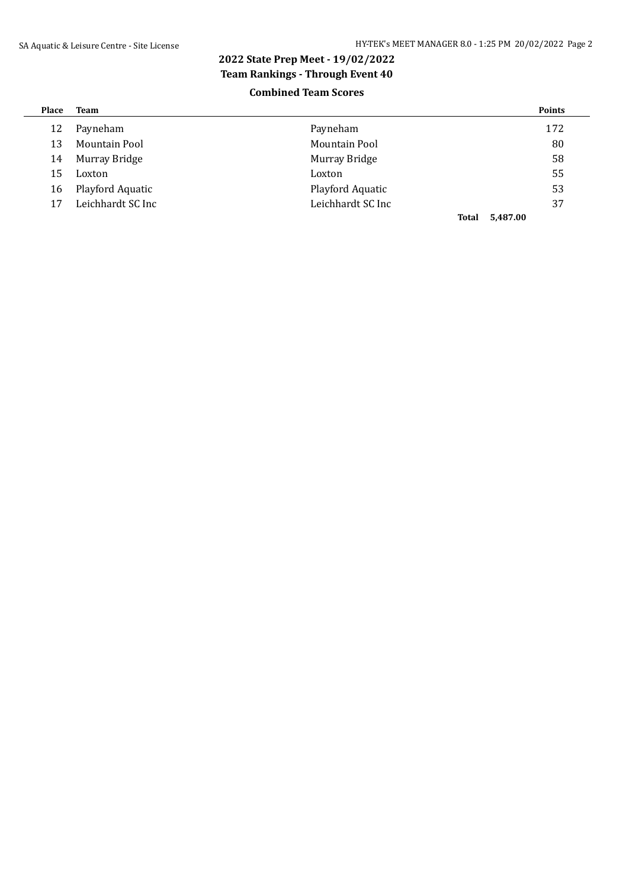## 2022 State Prep Meet - 19/02/2022

### Team Rankings - Through Event 40

#### Combined Team Scores

| Place | Team | | Points |
|---|---|---|---|
| 12 | Payneham | Payneham | 172 |
| 13 | Mountain Pool | Mountain Pool | 80 |
| 14 | Murray Bridge | Murray Bridge | 58 |
| 15 | Loxton | Loxton | 55 |
| 16 | Playford Aquatic | Playford Aquatic | 53 |
| 17 | Leichhardt SC Inc | Leichhardt SC Inc | 37 |
| | | **Total** | **5,487.00** |